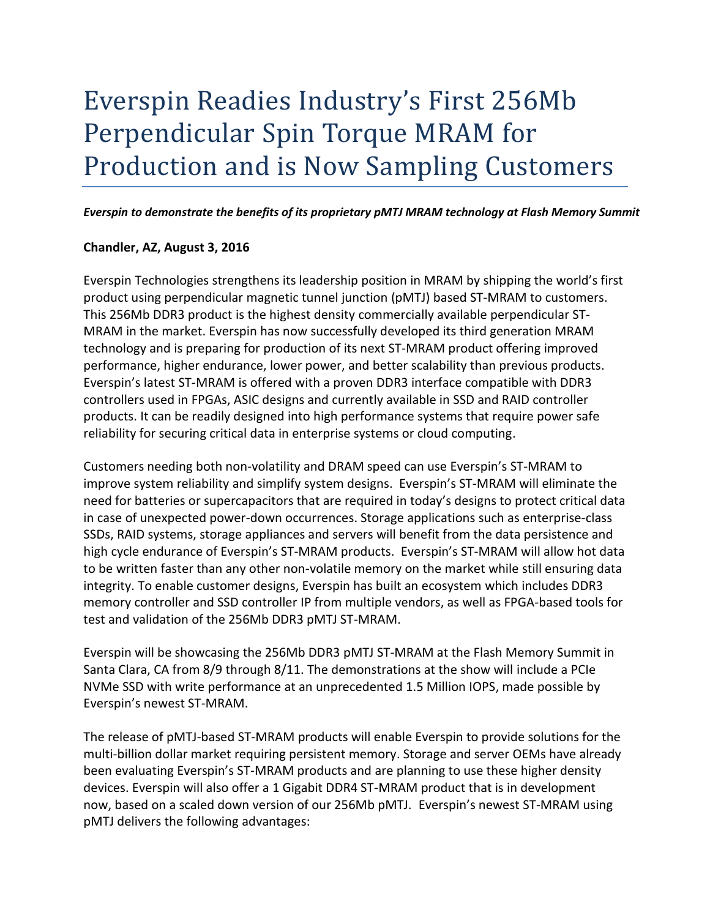# Everspin Readies Industry's First 256Mb Perpendicular Spin Torque MRAM for Production and is Now Sampling Customers

***Everspin to demonstrate the benefits of its proprietary pMTJ MRAM technology at Flash Memory Summit***

**Chandler, AZ, August 3, 2016**

Everspin Technologies strengthens its leadership position in MRAM by shipping the world's first product using perpendicular magnetic tunnel junction (pMTJ) based ST-MRAM to customers. This 256Mb DDR3 product is the highest density commercially available perpendicular ST-MRAM in the market. Everspin has now successfully developed its third generation MRAM technology and is preparing for production of its next ST-MRAM product offering improved performance, higher endurance, lower power, and better scalability than previous products. Everspin's latest ST-MRAM is offered with a proven DDR3 interface compatible with DDR3 controllers used in FPGAs, ASIC designs and currently available in SSD and RAID controller products. It can be readily designed into high performance systems that require power safe reliability for securing critical data in enterprise systems or cloud computing.

Customers needing both non-volatility and DRAM speed can use Everspin's ST-MRAM to improve system reliability and simplify system designs. Everspin's ST-MRAM will eliminate the need for batteries or supercapacitors that are required in today's designs to protect critical data in case of unexpected power-down occurrences. Storage applications such as enterprise-class SSDs, RAID systems, storage appliances and servers will benefit from the data persistence and high cycle endurance of Everspin's ST-MRAM products. Everspin's ST-MRAM will allow hot data to be written faster than any other non-volatile memory on the market while still ensuring data integrity. To enable customer designs, Everspin has built an ecosystem which includes DDR3 memory controller and SSD controller IP from multiple vendors, as well as FPGA-based tools for test and validation of the 256Mb DDR3 pMTJ ST-MRAM.

Everspin will be showcasing the 256Mb DDR3 pMTJ ST-MRAM at the Flash Memory Summit in Santa Clara, CA from 8/9 through 8/11. The demonstrations at the show will include a PCIe NVMe SSD with write performance at an unprecedented 1.5 Million IOPS, made possible by Everspin's newest ST-MRAM.

The release of pMTJ-based ST-MRAM products will enable Everspin to provide solutions for the multi-billion dollar market requiring persistent memory. Storage and server OEMs have already been evaluating Everspin's ST-MRAM products and are planning to use these higher density devices. Everspin will also offer a 1 Gigabit DDR4 ST-MRAM product that is in development now, based on a scaled down version of our 256Mb pMTJ. Everspin's newest ST-MRAM using pMTJ delivers the following advantages: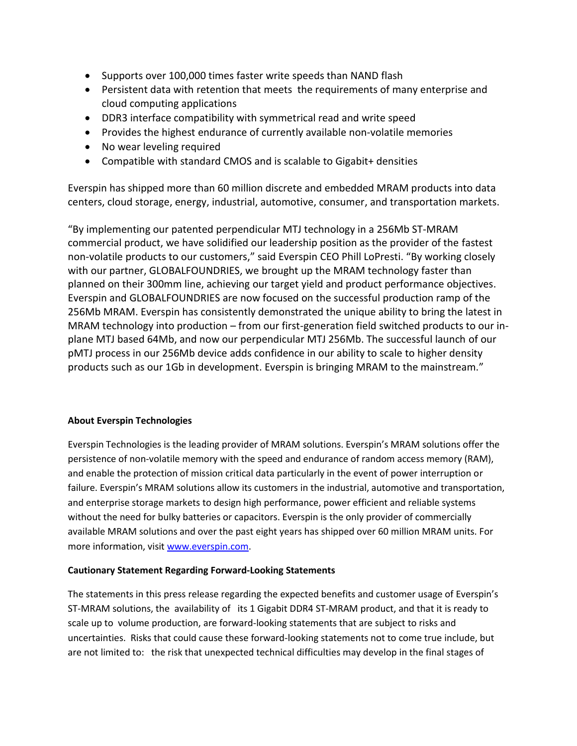- Supports over 100,000 times faster write speeds than NAND flash
- Persistent data with retention that meets the requirements of many enterprise and cloud computing applications
- DDR3 interface compatibility with symmetrical read and write speed
- Provides the highest endurance of currently available non-volatile memories
- No wear leveling required
- Compatible with standard CMOS and is scalable to Gigabit+ densities

Everspin has shipped more than 60 million discrete and embedded MRAM products into data centers, cloud storage, energy, industrial, automotive, consumer, and transportation markets.

"By implementing our patented perpendicular MTJ technology in a 256Mb ST-MRAM commercial product, we have solidified our leadership position as the provider of the fastest non-volatile products to our customers," said Everspin CEO Phill LoPresti. "By working closely with our partner, GLOBALFOUNDRIES, we brought up the MRAM technology faster than planned on their 300mm line, achieving our target yield and product performance objectives. Everspin and GLOBALFOUNDRIES are now focused on the successful production ramp of the 256Mb MRAM. Everspin has consistently demonstrated the unique ability to bring the latest in MRAM technology into production – from our first-generation field switched products to our in-plane MTJ based 64Mb, and now our perpendicular MTJ 256Mb. The successful launch of our pMTJ process in our 256Mb device adds confidence in our ability to scale to higher density products such as our 1Gb in development. Everspin is bringing MRAM to the mainstream."

**About Everspin Technologies**

Everspin Technologies is the leading provider of MRAM solutions. Everspin's MRAM solutions offer the persistence of non-volatile memory with the speed and endurance of random access memory (RAM), and enable the protection of mission critical data particularly in the event of power interruption or failure. Everspin's MRAM solutions allow its customers in the industrial, automotive and transportation, and enterprise storage markets to design high performance, power efficient and reliable systems without the need for bulky batteries or capacitors. Everspin is the only provider of commercially available MRAM solutions and over the past eight years has shipped over 60 million MRAM units. For more information, visit [www.everspin.com](http://www.everspin.com).

**Cautionary Statement Regarding Forward-Looking Statements**

The statements in this press release regarding the expected benefits and customer usage of Everspin's ST-MRAM solutions, the availability of its 1 Gigabit DDR4 ST-MRAM product, and that it is ready to scale up to volume production, are forward-looking statements that are subject to risks and uncertainties. Risks that could cause these forward-looking statements not to come true include, but are not limited to: the risk that unexpected technical difficulties may develop in the final stages of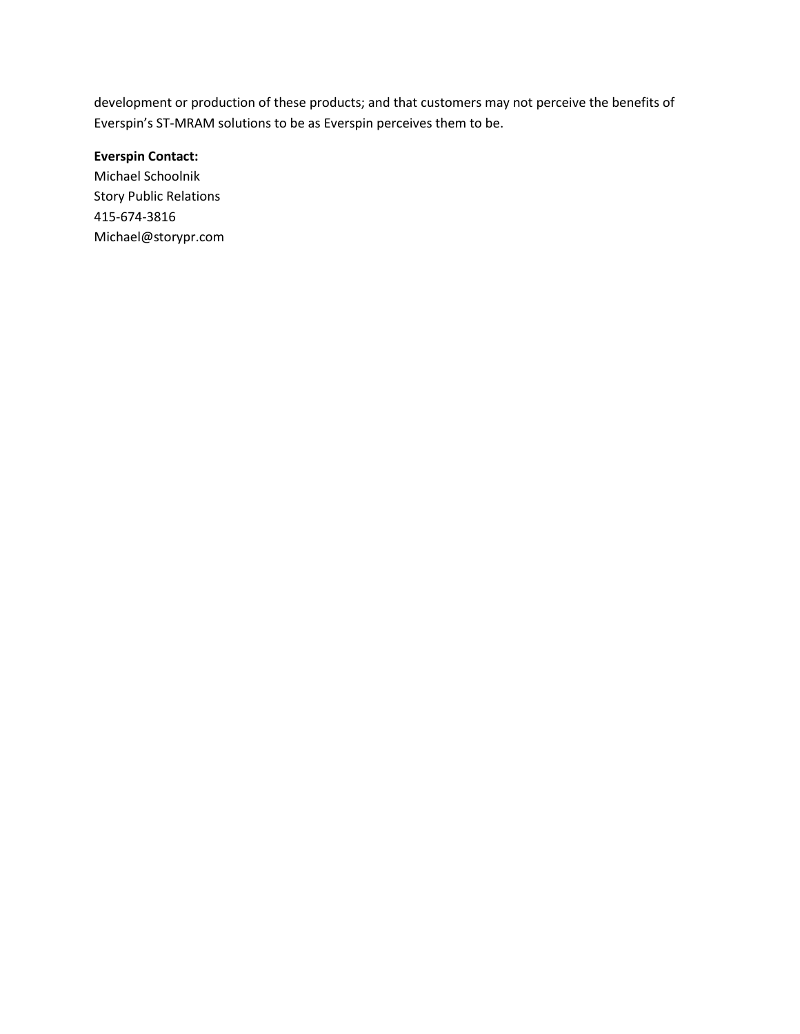development or production of these products; and that customers may not perceive the benefits of Everspin's ST-MRAM solutions to be as Everspin perceives them to be.

**Everspin Contact:**
Michael Schoolnik
Story Public Relations
415-674-3816
Michael@storypr.com